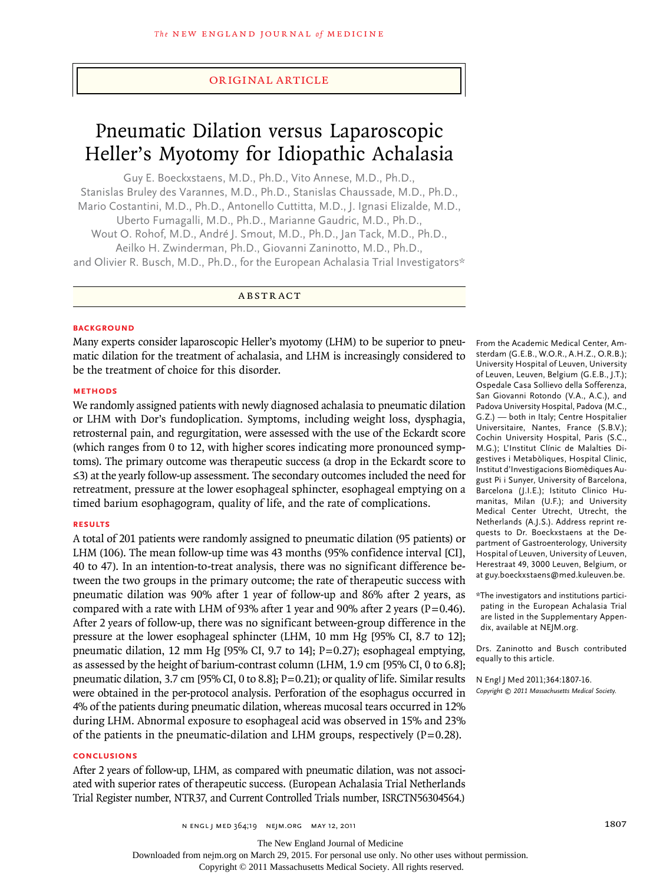ORIGINAL ARTICLE

# Pneumatic Dilation versus Laparoscopic Heller's Myotomy for Idiopathic Achalasia

Guy E. Boeckxstaens, M.D., Ph.D., Vito Annese, M.D., Ph.D., Stanislas Bruley des Varannes, M.D., Ph.D., Stanislas Chaussade, M.D., Ph.D., Mario Costantini, M.D., Ph.D., Antonello Cuttitta, M.D., J. Ignasi Elizalde, M.D., Uberto Fumagalli, M.D., Ph.D., Marianne Gaudric, M.D., Ph.D., Wout O. Rohof, M.D., André J. Smout, M.D., Ph.D., Jan Tack, M.D., Ph.D., Aeilko H. Zwinderman, Ph.D., Giovanni Zaninotto, M.D., Ph.D., and Olivier R. Busch, M.D., Ph.D., for the European Achalasia Trial Investigators*

## ABSTRACT

### BACKGROUND

Many experts consider laparoscopic Heller's myotomy (LHM) to be superior to pneumatic dilation for the treatment of achalasia, and LHM is increasingly considered to be the treatment of choice for this disorder.

### METHODS

We randomly assigned patients with newly diagnosed achalasia to pneumatic dilation or LHM with Dor's fundoplication. Symptoms, including weight loss, dysphagia, retrosternal pain, and regurgitation, were assessed with the use of the Eckardt score (which ranges from 0 to 12, with higher scores indicating more pronounced symptoms). The primary outcome was therapeutic success (a drop in the Eckardt score to ≤3) at the yearly follow-up assessment. The secondary outcomes included the need for retreatment, pressure at the lower esophageal sphincter, esophageal emptying on a timed barium esophagogram, quality of life, and the rate of complications.

### RESULTS

A total of 201 patients were randomly assigned to pneumatic dilation (95 patients) or LHM (106). The mean follow-up time was 43 months (95% confidence interval [CI], 40 to 47). In an intention-to-treat analysis, there was no significant difference between the two groups in the primary outcome; the rate of therapeutic success with pneumatic dilation was 90% after 1 year of follow-up and 86% after 2 years, as compared with a rate with LHM of 93% after 1 year and 90% after 2 years (P=0.46). After 2 years of follow-up, there was no significant between-group difference in the pressure at the lower esophageal sphincter (LHM, 10 mm Hg [95% CI, 8.7 to 12]; pneumatic dilation, 12 mm Hg [95% CI, 9.7 to 14]; P=0.27); esophageal emptying, as assessed by the height of barium-contrast column (LHM, 1.9 cm [95% CI, 0 to 6.8]; pneumatic dilation, 3.7 cm [95% CI, 0 to 8.8]; P=0.21); or quality of life. Similar results were obtained in the per-protocol analysis. Perforation of the esophagus occurred in 4% of the patients during pneumatic dilation, whereas mucosal tears occurred in 12% during LHM. Abnormal exposure to esophageal acid was observed in 15% and 23% of the patients in the pneumatic-dilation and LHM groups, respectively (P=0.28).

### CONCLUSIONS

After 2 years of follow-up, LHM, as compared with pneumatic dilation, was not associated with superior rates of therapeutic success. (European Achalasia Trial Netherlands Trial Register number, NTR37, and Current Controlled Trials number, ISRCTN56304564.)

From the Academic Medical Center, Amsterdam (G.E.B., W.O.R., A.H.Z., O.R.B.); University Hospital of Leuven, University of Leuven, Leuven, Belgium (G.E.B., J.T.); Ospedale Casa Sollievo della Sofferenza, San Giovanni Rotondo (V.A., A.C.), and Padova University Hospital, Padova (M.C., G.Z.) — both in Italy; Centre Hospitalier Universitaire, Nantes, France (S.B.V.); Cochin University Hospital, Paris (S.C., M.G.); L'Institut Clínic de Malalties Digestives i Metabòliques, Hospital Clinic, Institut d'Investigacions Biomèdiques August Pi i Sunyer, University of Barcelona, Barcelona (J.I.E.); Istituto Clinico Humanitas, Milan (U.F.); and University Medical Center Utrecht, Utrecht, the Netherlands (A.J.S.). Address reprint requests to Dr. Boeckxstaens at the Department of Gastroenterology, University Hospital of Leuven, University of Leuven, Herestraat 49, 3000 Leuven, Belgium, or at guy.boeckxstaens@med.kuleuven.be.

*The investigators and institutions participating in the European Achalasia Trial are listed in the Supplementary Appendix, available at NEJM.org.

Drs. Zaninotto and Busch contributed equally to this article.

N Engl J Med 2011;364:1807-16.
*Copyright © 2011 Massachusetts Medical Society.*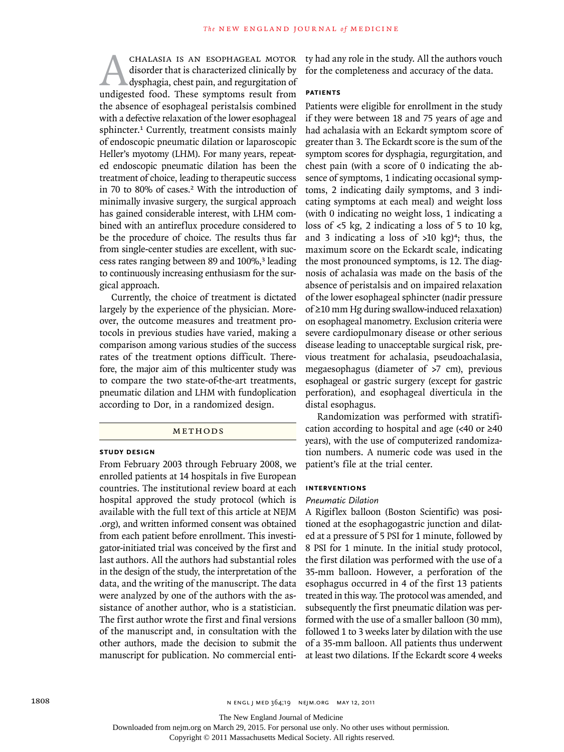Achalasia is an esophageal motor disorder that is characterized clinically by dysphagia, chest pain, and regurgitation of undigested food. These symptoms result from the absence of esophageal peristalsis combined with a defective relaxation of the lower esophageal sphincter.[1] Currently, treatment consists mainly of endoscopic pneumatic dilation or laparoscopic Heller's myotomy (LHM). For many years, repeated endoscopic pneumatic dilation has been the treatment of choice, leading to therapeutic success in 70 to 80% of cases.[2] With the introduction of minimally invasive surgery, the surgical approach has gained considerable interest, with LHM combined with an antireflux procedure considered to be the procedure of choice. The results thus far from single-center studies are excellent, with success rates ranging between 89 and 100%,[3] leading to continuously increasing enthusiasm for the surgical approach.

Currently, the choice of treatment is dictated largely by the experience of the physician. Moreover, the outcome measures and treatment protocols in previous studies have varied, making a comparison among various studies of the success rates of the treatment options difficult. Therefore, the major aim of this multicenter study was to compare the two state-of-the-art treatments, pneumatic dilation and LHM with fundoplication according to Dor, in a randomized design.

## Methods

### Study Design

From February 2003 through February 2008, we enrolled patients at 14 hospitals in five European countries. The institutional review board at each hospital approved the study protocol (which is available with the full text of this article at NEJM.org), and written informed consent was obtained from each patient before enrollment. This investigator-initiated trial was conceived by the first and last authors. All the authors had substantial roles in the design of the study, the interpretation of the data, and the writing of the manuscript. The data were analyzed by one of the authors with the assistance of another author, who is a statistician. The first author wrote the first and final versions of the manuscript and, in consultation with the other authors, made the decision to submit the manuscript for publication. No commercial entity had any role in the study. All the authors vouch for the completeness and accuracy of the data.

### Patients

Patients were eligible for enrollment in the study if they were between 18 and 75 years of age and had achalasia with an Eckardt symptom score of greater than 3. The Eckardt score is the sum of the symptom scores for dysphagia, regurgitation, and chest pain (with a score of 0 indicating the absence of symptoms, 1 indicating occasional symptoms, 2 indicating daily symptoms, and 3 indicating symptoms at each meal) and weight loss (with 0 indicating no weight loss, 1 indicating a loss of <5 kg, 2 indicating a loss of 5 to 10 kg, and 3 indicating a loss of >10 kg)[4]; thus, the maximum score on the Eckardt scale, indicating the most pronounced symptoms, is 12. The diagnosis of achalasia was made on the basis of the absence of peristalsis and on impaired relaxation of the lower esophageal sphincter (nadir pressure of ≥10 mm Hg during swallow-induced relaxation) on esophageal manometry. Exclusion criteria were severe cardiopulmonary disease or other serious disease leading to unacceptable surgical risk, previous treatment for achalasia, pseudoachalasia, megaesophagus (diameter of >7 cm), previous esophageal or gastric surgery (except for gastric perforation), and esophageal diverticula in the distal esophagus.

Randomization was performed with stratification according to hospital and age (<40 or ≥40 years), with the use of computerized randomization numbers. A numeric code was used in the patient's file at the trial center.

### Interventions

*Pneumatic Dilation*

A Rigiflex balloon (Boston Scientific) was positioned at the esophagogastric junction and dilated at a pressure of 5 PSI for 1 minute, followed by 8 PSI for 1 minute. In the initial study protocol, the first dilation was performed with the use of a 35-mm balloon. However, a perforation of the esophagus occurred in 4 of the first 13 patients treated in this way. The protocol was amended, and subsequently the first pneumatic dilation was performed with the use of a smaller balloon (30 mm), followed 1 to 3 weeks later by dilation with the use of a 35-mm balloon. All patients thus underwent at least two dilations. If the Eckardt score 4 weeks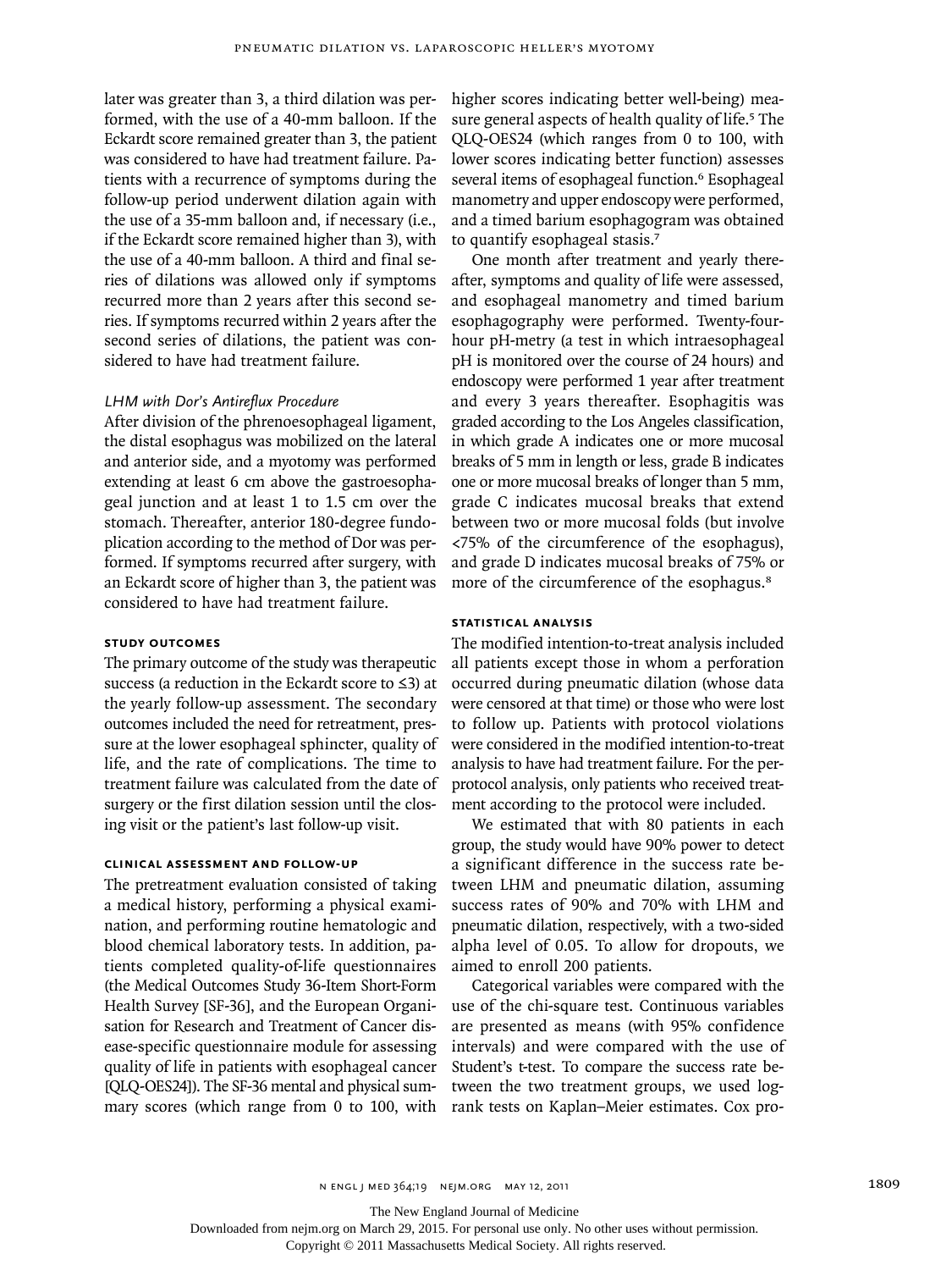later was greater than 3, a third dilation was performed, with the use of a 40-mm balloon. If the Eckardt score remained greater than 3, the patient was considered to have had treatment failure. Patients with a recurrence of symptoms during the follow-up period underwent dilation again with the use of a 35-mm balloon and, if necessary (i.e., if the Eckardt score remained higher than 3), with the use of a 40-mm balloon. A third and final series of dilations was allowed only if symptoms recurred more than 2 years after this second series. If symptoms recurred within 2 years after the second series of dilations, the patient was considered to have had treatment failure.

### *LHM with Dor's Antireflux Procedure*

After division of the phrenoesophageal ligament, the distal esophagus was mobilized on the lateral and anterior side, and a myotomy was performed extending at least 6 cm above the gastroesophageal junction and at least 1 to 1.5 cm over the stomach. Thereafter, anterior 180-degree fundoplication according to the method of Dor was performed. If symptoms recurred after surgery, with an Eckardt score of higher than 3, the patient was considered to have had treatment failure.

## STUDY OUTCOMES

The primary outcome of the study was therapeutic success (a reduction in the Eckardt score to ≤3) at the yearly follow-up assessment. The secondary outcomes included the need for retreatment, pressure at the lower esophageal sphincter, quality of life, and the rate of complications. The time to treatment failure was calculated from the date of surgery or the first dilation session until the closing visit or the patient's last follow-up visit.

## CLINICAL ASSESSMENT AND FOLLOW-UP

The pretreatment evaluation consisted of taking a medical history, performing a physical examination, and performing routine hematologic and blood chemical laboratory tests. In addition, patients completed quality-of-life questionnaires (the Medical Outcomes Study 36-Item Short-Form Health Survey [SF-36], and the European Organisation for Research and Treatment of Cancer disease-specific questionnaire module for assessing quality of life in patients with esophageal cancer [QLQ-OES24]). The SF-36 mental and physical summary scores (which range from 0 to 100, with higher scores indicating better well-being) measure general aspects of health quality of life.[5] The QLQ-OES24 (which ranges from 0 to 100, with lower scores indicating better function) assesses several items of esophageal function.[6] Esophageal manometry and upper endoscopy were performed, and a timed barium esophagogram was obtained to quantify esophageal stasis.[7]

One month after treatment and yearly thereafter, symptoms and quality of life were assessed, and esophageal manometry and timed barium esophagography were performed. Twenty-four-hour pH-metry (a test in which intraesophageal pH is monitored over the course of 24 hours) and endoscopy were performed 1 year after treatment and every 3 years thereafter. Esophagitis was graded according to the Los Angeles classification, in which grade A indicates one or more mucosal breaks of 5 mm in length or less, grade B indicates one or more mucosal breaks of longer than 5 mm, grade C indicates mucosal breaks that extend between two or more mucosal folds (but involve <75% of the circumference of the esophagus), and grade D indicates mucosal breaks of 75% or more of the circumference of the esophagus.[8]

## STATISTICAL ANALYSIS

The modified intention-to-treat analysis included all patients except those in whom a perforation occurred during pneumatic dilation (whose data were censored at that time) or those who were lost to follow up. Patients with protocol violations were considered in the modified intention-to-treat analysis to have had treatment failure. For the per-protocol analysis, only patients who received treatment according to the protocol were included.

We estimated that with 80 patients in each group, the study would have 90% power to detect a significant difference in the success rate between LHM and pneumatic dilation, assuming success rates of 90% and 70% with LHM and pneumatic dilation, respectively, with a two-sided alpha level of 0.05. To allow for dropouts, we aimed to enroll 200 patients.

Categorical variables were compared with the use of the chi-square test. Continuous variables are presented as means (with 95% confidence intervals) and were compared with the use of Student's t-test. To compare the success rate between the two treatment groups, we used log-rank tests on Kaplan–Meier estimates. Cox pro-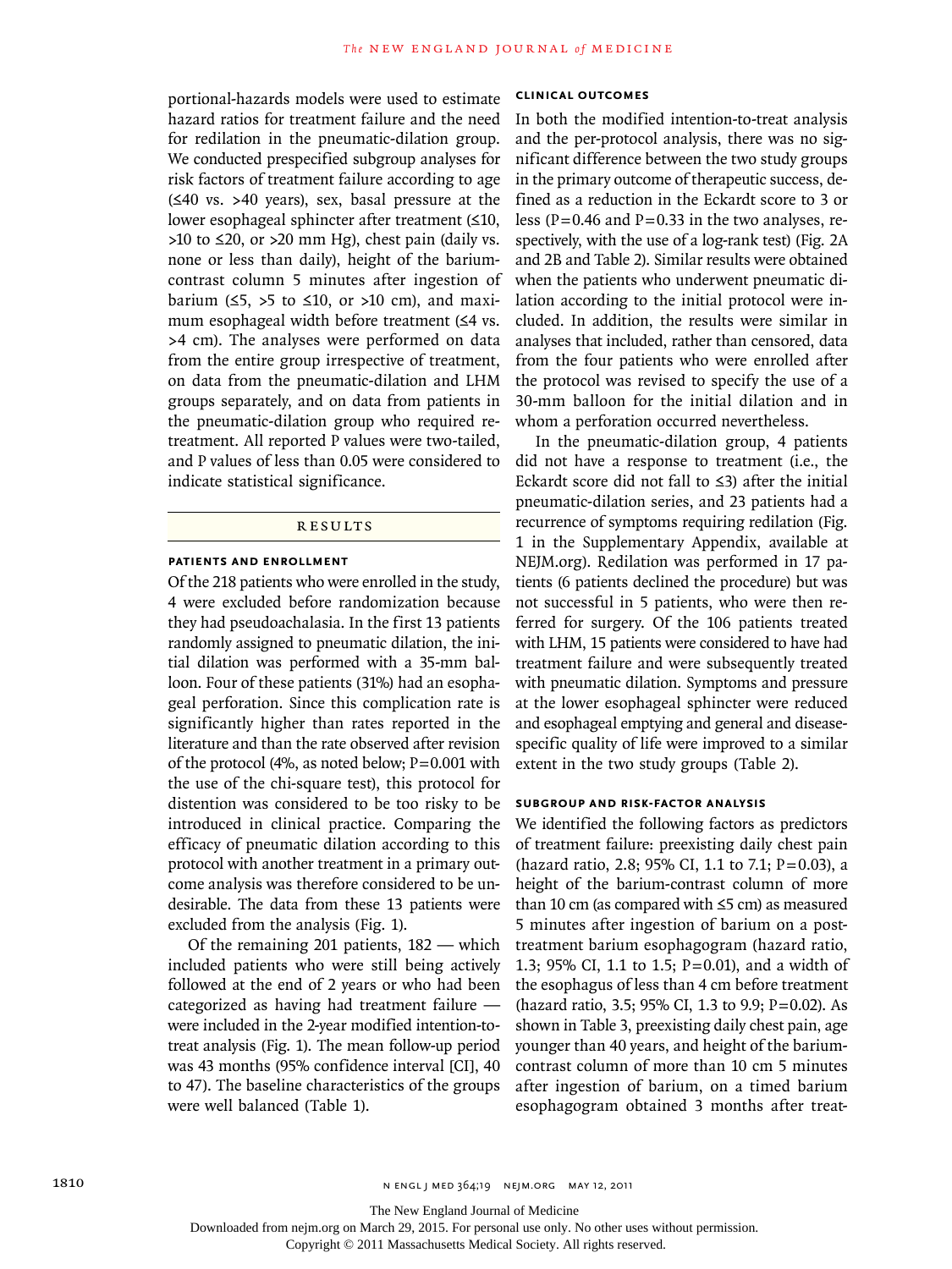portional-hazards models were used to estimate hazard ratios for treatment failure and the need for redilation in the pneumatic-dilation group. We conducted prespecified subgroup analyses for risk factors of treatment failure according to age (≤40 vs. >40 years), sex, basal pressure at the lower esophageal sphincter after treatment (≤10, >10 to ≤20, or >20 mm Hg), chest pain (daily vs. none or less than daily), height of the barium-contrast column 5 minutes after ingestion of barium (≤5, >5 to ≤10, or >10 cm), and maximum esophageal width before treatment (≤4 vs. >4 cm). The analyses were performed on data from the entire group irrespective of treatment, on data from the pneumatic-dilation and LHM groups separately, and on data from patients in the pneumatic-dilation group who required retreatment. All reported P values were two-tailed, and P values of less than 0.05 were considered to indicate statistical significance.

## Results

### Patients and Enrollment

Of the 218 patients who were enrolled in the study, 4 were excluded before randomization because they had pseudoachalasia. In the first 13 patients randomly assigned to pneumatic dilation, the initial dilation was performed with a 35-mm balloon. Four of these patients (31%) had an esophageal perforation. Since this complication rate is significantly higher than rates reported in the literature and than the rate observed after revision of the protocol (4%, as noted below; P=0.001 with the use of the chi-square test), this protocol for distention was considered to be too risky to be introduced in clinical practice. Comparing the efficacy of pneumatic dilation according to this protocol with another treatment in a primary outcome analysis was therefore considered to be undesirable. The data from these 13 patients were excluded from the analysis (Fig. 1).

Of the remaining 201 patients, 182 — which included patients who were still being actively followed at the end of 2 years or who had been categorized as having had treatment failure — were included in the 2-year modified intention-to-treat analysis (Fig. 1). The mean follow-up period was 43 months (95% confidence interval [CI], 40 to 47). The baseline characteristics of the groups were well balanced (Table 1).

### Clinical Outcomes

In both the modified intention-to-treat analysis and the per-protocol analysis, there was no significant difference between the two study groups in the primary outcome of therapeutic success, defined as a reduction in the Eckardt score to 3 or less (P=0.46 and P=0.33 in the two analyses, respectively, with the use of a log-rank test) (Fig. 2A and 2B and Table 2). Similar results were obtained when the patients who underwent pneumatic dilation according to the initial protocol were included. In addition, the results were similar in analyses that included, rather than censored, data from the four patients who were enrolled after the protocol was revised to specify the use of a 30-mm balloon for the initial dilation and in whom a perforation occurred nevertheless.

In the pneumatic-dilation group, 4 patients did not have a response to treatment (i.e., the Eckardt score did not fall to ≤3) after the initial pneumatic-dilation series, and 23 patients had a recurrence of symptoms requiring redilation (Fig. 1 in the Supplementary Appendix, available at NEJM.org). Redilation was performed in 17 patients (6 patients declined the procedure) but was not successful in 5 patients, who were then referred for surgery. Of the 106 patients treated with LHM, 15 patients were considered to have had treatment failure and were subsequently treated with pneumatic dilation. Symptoms and pressure at the lower esophageal sphincter were reduced and esophageal emptying and general and disease-specific quality of life were improved to a similar extent in the two study groups (Table 2).

### Subgroup and Risk-Factor Analysis

We identified the following factors as predictors of treatment failure: preexisting daily chest pain (hazard ratio, 2.8; 95% CI, 1.1 to 7.1; P=0.03), a height of the barium-contrast column of more than 10 cm (as compared with ≤5 cm) as measured 5 minutes after ingestion of barium on a posttreatment barium esophagogram (hazard ratio, 1.3; 95% CI, 1.1 to 1.5; P=0.01), and a width of the esophagus of less than 4 cm before treatment (hazard ratio, 3.5; 95% CI, 1.3 to 9.9; P=0.02). As shown in Table 3, preexisting daily chest pain, age younger than 40 years, and height of the barium-contrast column of more than 10 cm 5 minutes after ingestion of barium, on a timed barium esophagogram obtained 3 months after treat-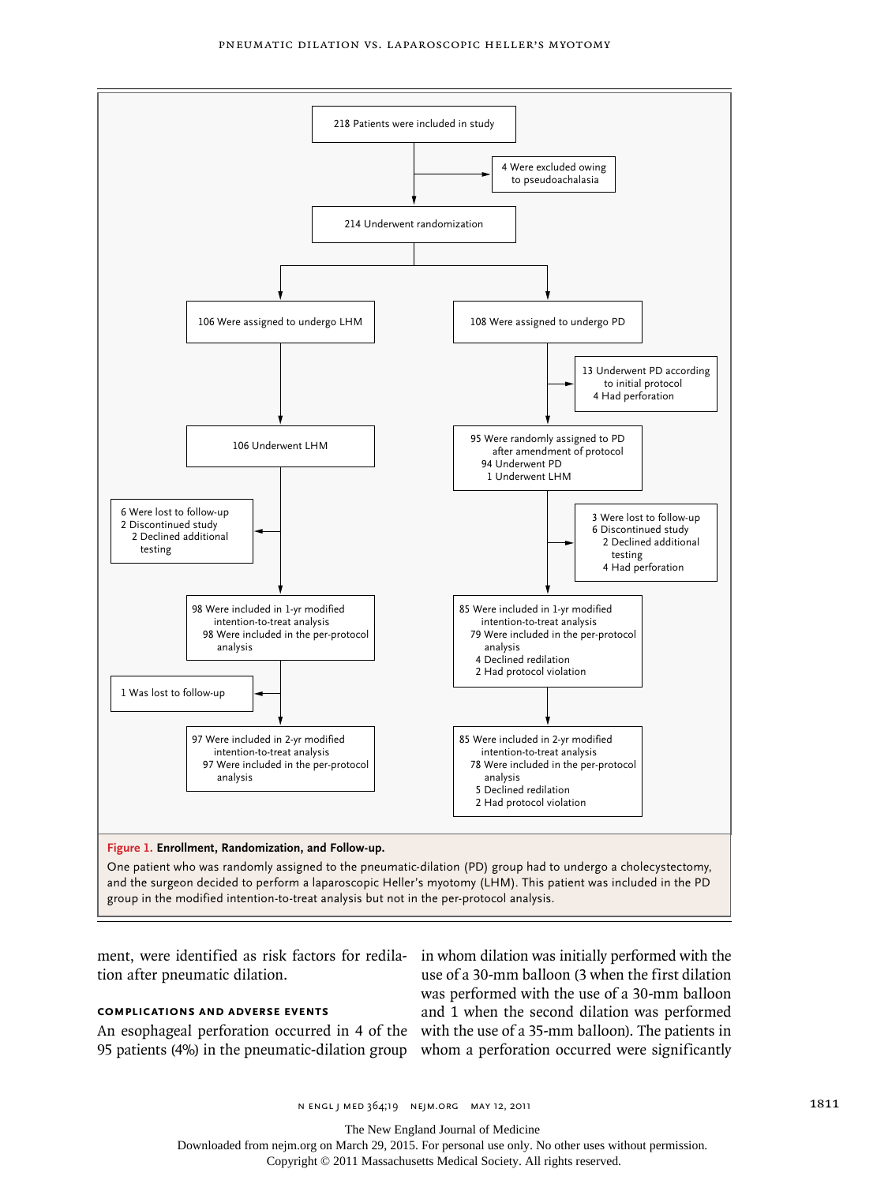218 Patients were included in study

4 Were excluded owing to pseudoachalasia

214 Underwent randomization

106 Were assigned to undergo LHM

108 Were assigned to undergo PD

13 Underwent PD according to initial protocol
4 Had perforation

106 Underwent LHM

95 Were randomly assigned to PD after amendment of protocol
94 Underwent PD
1 Underwent LHM

6 Were lost to follow-up
2 Discontinued study
2 Declined additional testing

3 Were lost to follow-up
6 Discontinued study
2 Declined additional testing
4 Had perforation

98 Were included in 1-yr modified intention-to-treat analysis
98 Were included in the per-protocol analysis

85 Were included in 1-yr modified intention-to-treat analysis
79 Were included in the per-protocol analysis
4 Declined redilation
2 Had protocol violation

1 Was lost to follow-up

97 Were included in 2-yr modified intention-to-treat analysis
97 Were included in the per-protocol analysis

85 Were included in 2-yr modified intention-to-treat analysis
78 Were included in the per-protocol analysis
5 Declined redilation
2 Had protocol violation

**Figure 1. Enrollment, Randomization, and Follow-up.**

One patient who was randomly assigned to the pneumatic-dilation (PD) group had to undergo a cholecystectomy, and the surgeon decided to perform a laparoscopic Heller's myotomy (LHM). This patient was included in the PD group in the modified intention-to-treat analysis but not in the per-protocol analysis.

ment, were identified as risk factors for redilation after pneumatic dilation.

### COMPLICATIONS AND ADVERSE EVENTS

An esophageal perforation occurred in 4 of the 95 patients (4%) in the pneumatic-dilation group in whom dilation was initially performed with the use of a 30-mm balloon (3 when the first dilation was performed with the use of a 30-mm balloon and 1 when the second dilation was performed with the use of a 35-mm balloon). The patients in whom a perforation occurred were significantly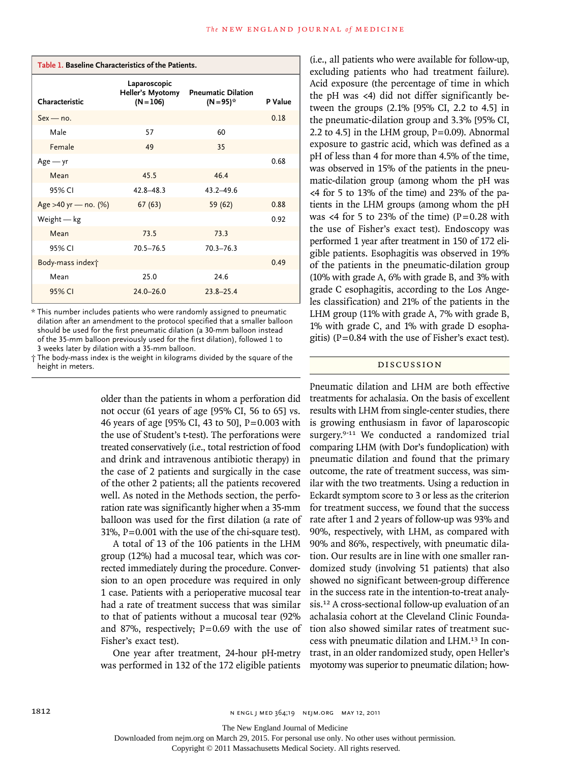**Table 1. Baseline Characteristics of the Patients.**

| Characteristic | Laparoscopic Heller's Myotomy (N=106) | Pneumatic Dilation (N=95)* | P Value |
|---|---|---|---|
| Sex — no. | | | 0.18 |
| Male | 57 | 60 | |
| Female | 49 | 35 | |
| Age — yr | | | 0.68 |
| Mean | 45.5 | 46.4 | |
| 95% CI | 42.8–48.3 | 43.2–49.6 | |
| Age >40 yr — no. (%) | 67 (63) | 59 (62) | 0.88 |
| Weight — kg | | | 0.92 |
| Mean | 73.5 | 73.3 | |
| 95% CI | 70.5–76.5 | 70.3–76.3 | |
| Body-mass index† | | | 0.49 |
| Mean | 25.0 | 24.6 | |
| 95% CI | 24.0–26.0 | 23.8–25.4 | |

\* This number includes patients who were randomly assigned to pneumatic dilation after an amendment to the protocol specified that a smaller balloon should be used for the first pneumatic dilation (a 30-mm balloon instead of the 35-mm balloon previously used for the first dilation), followed 1 to 3 weeks later by dilation with a 35-mm balloon.

† The body-mass index is the weight in kilograms divided by the square of the height in meters.

older than the patients in whom a perforation did not occur (61 years of age [95% CI, 56 to 65] vs. 46 years of age [95% CI, 43 to 50], P=0.003 with the use of Student's t-test). The perforations were treated conservatively (i.e., total restriction of food and drink and intravenous antibiotic therapy) in the case of 2 patients and surgically in the case of the other 2 patients; all the patients recovered well. As noted in the Methods section, the perforation rate was significantly higher when a 35-mm balloon was used for the first dilation (a rate of 31%, P=0.001 with the use of the chi-square test).

A total of 13 of the 106 patients in the LHM group (12%) had a mucosal tear, which was corrected immediately during the procedure. Conversion to an open procedure was required in only 1 case. Patients with a perioperative mucosal tear had a rate of treatment success that was similar to that of patients without a mucosal tear (92% and 87%, respectively; P=0.69 with the use of Fisher's exact test).

One year after treatment, 24-hour pH-metry was performed in 132 of the 172 eligible patients (i.e., all patients who were available for follow-up, excluding patients who had treatment failure). Acid exposure (the percentage of time in which the pH was <4) did not differ significantly between the groups (2.1% [95% CI, 2.2 to 4.5] in the pneumatic-dilation group and 3.3% [95% CI, 2.2 to 4.5] in the LHM group, P=0.09). Abnormal exposure to gastric acid, which was defined as a pH of less than 4 for more than 4.5% of the time, was observed in 15% of the patients in the pneumatic-dilation group (among whom the pH was <4 for 5 to 13% of the time) and 23% of the patients in the LHM groups (among whom the pH was <4 for 5 to 23% of the time) (P=0.28 with the use of Fisher's exact test). Endoscopy was performed 1 year after treatment in 150 of 172 eligible patients. Esophagitis was observed in 19% of the patients in the pneumatic-dilation group (10% with grade A, 6% with grade B, and 3% with grade C esophagitis, according to the Los Angeles classification) and 21% of the patients in the LHM group (11% with grade A, 7% with grade B, 1% with grade C, and 1% with grade D esophagitis) (P=0.84 with the use of Fisher's exact test).

## DISCUSSION

Pneumatic dilation and LHM are both effective treatments for achalasia. On the basis of excellent results with LHM from single-center studies, there is growing enthusiasm in favor of laparoscopic surgery.[9-11] We conducted a randomized trial comparing LHM (with Dor's fundoplication) with pneumatic dilation and found that the primary outcome, the rate of treatment success, was similar with the two treatments. Using a reduction in Eckardt symptom score to 3 or less as the criterion for treatment success, we found that the success rate after 1 and 2 years of follow-up was 93% and 90%, respectively, with LHM, as compared with 90% and 86%, respectively, with pneumatic dilation. Our results are in line with one smaller randomized study (involving 51 patients) that also showed no significant between-group difference in the success rate in the intention-to-treat analysis.[12] A cross-sectional follow-up evaluation of an achalasia cohort at the Cleveland Clinic Foundation also showed similar rates of treatment success with pneumatic dilation and LHM.[13] In contrast, in an older randomized study, open Heller's myotomy was superior to pneumatic dilation; how-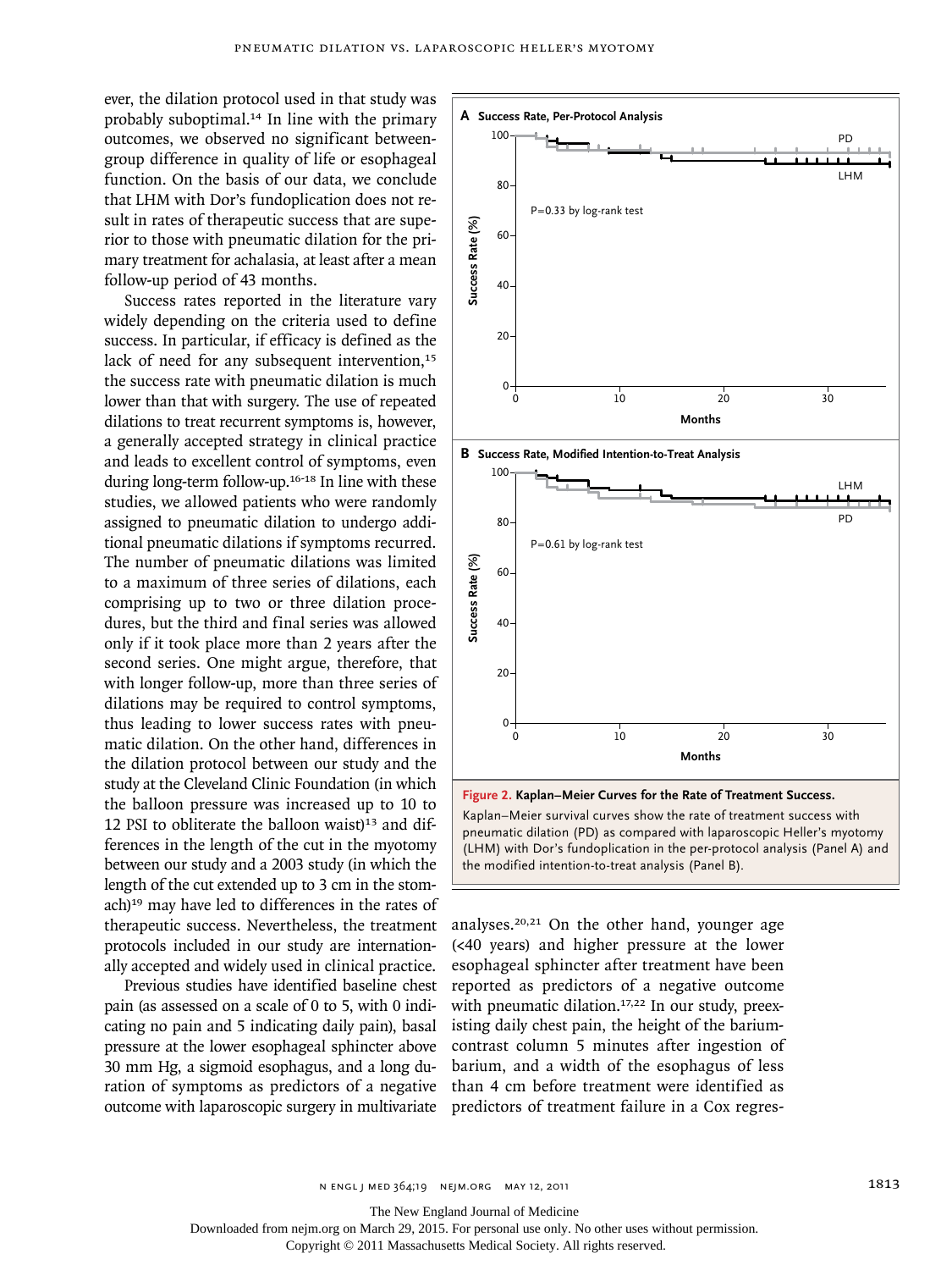ever, the dilation protocol used in that study was probably suboptimal.[14] In line with the primary outcomes, we observed no significant between-group difference in quality of life or esophageal function. On the basis of our data, we conclude that LHM with Dor's fundoplication does not result in rates of therapeutic success that are superior to those with pneumatic dilation for the primary treatment for achalasia, at least after a mean follow-up period of 43 months.

Success rates reported in the literature vary widely depending on the criteria used to define success. In particular, if efficacy is defined as the lack of need for any subsequent intervention,[15] the success rate with pneumatic dilation is much lower than that with surgery. The use of repeated dilations to treat recurrent symptoms is, however, a generally accepted strategy in clinical practice and leads to excellent control of symptoms, even during long-term follow-up.[16-18] In line with these studies, we allowed patients who were randomly assigned to pneumatic dilation to undergo additional pneumatic dilations if symptoms recurred. The number of pneumatic dilations was limited to a maximum of three series of dilations, each comprising up to two or three dilation procedures, but the third and final series was allowed only if it took place more than 2 years after the second series. One might argue, therefore, that with longer follow-up, more than three series of dilations may be required to control symptoms, thus leading to lower success rates with pneumatic dilation. On the other hand, differences in the dilation protocol between our study and the study at the Cleveland Clinic Foundation (in which the balloon pressure was increased up to 10 to 12 PSI to obliterate the balloon waist)[13] and differences in the length of the cut in the myotomy between our study and a 2003 study (in which the length of the cut extended up to 3 cm in the stomach)[19] may have led to differences in the rates of therapeutic success. Nevertheless, the treatment protocols included in our study are internationally accepted and widely used in clinical practice.

Previous studies have identified baseline chest pain (as assessed on a scale of 0 to 5, with 0 indicating no pain and 5 indicating daily pain), basal pressure at the lower esophageal sphincter above 30 mm Hg, a sigmoid esophagus, and a long duration of symptoms as predictors of a negative outcome with laparoscopic surgery in multivariate analyses.[20,21] On the other hand, younger age (<40 years) and higher pressure at the lower esophageal sphincter after treatment have been reported as predictors of a negative outcome with pneumatic dilation.[17,22] In our study, preexisting daily chest pain, the height of the barium-contrast column 5 minutes after ingestion of barium, and a width of the esophagus of less than 4 cm before treatment were identified as predictors of treatment failure in a Cox regres-

**Figure 2. Kaplan–Meier Curves for the Rate of Treatment Success.**
Kaplan–Meier survival curves show the rate of treatment success with pneumatic dilation (PD) as compared with laparoscopic Heller's myotomy (LHM) with Dor's fundoplication in the per-protocol analysis (Panel A) and the modified intention-to-treat analysis (Panel B).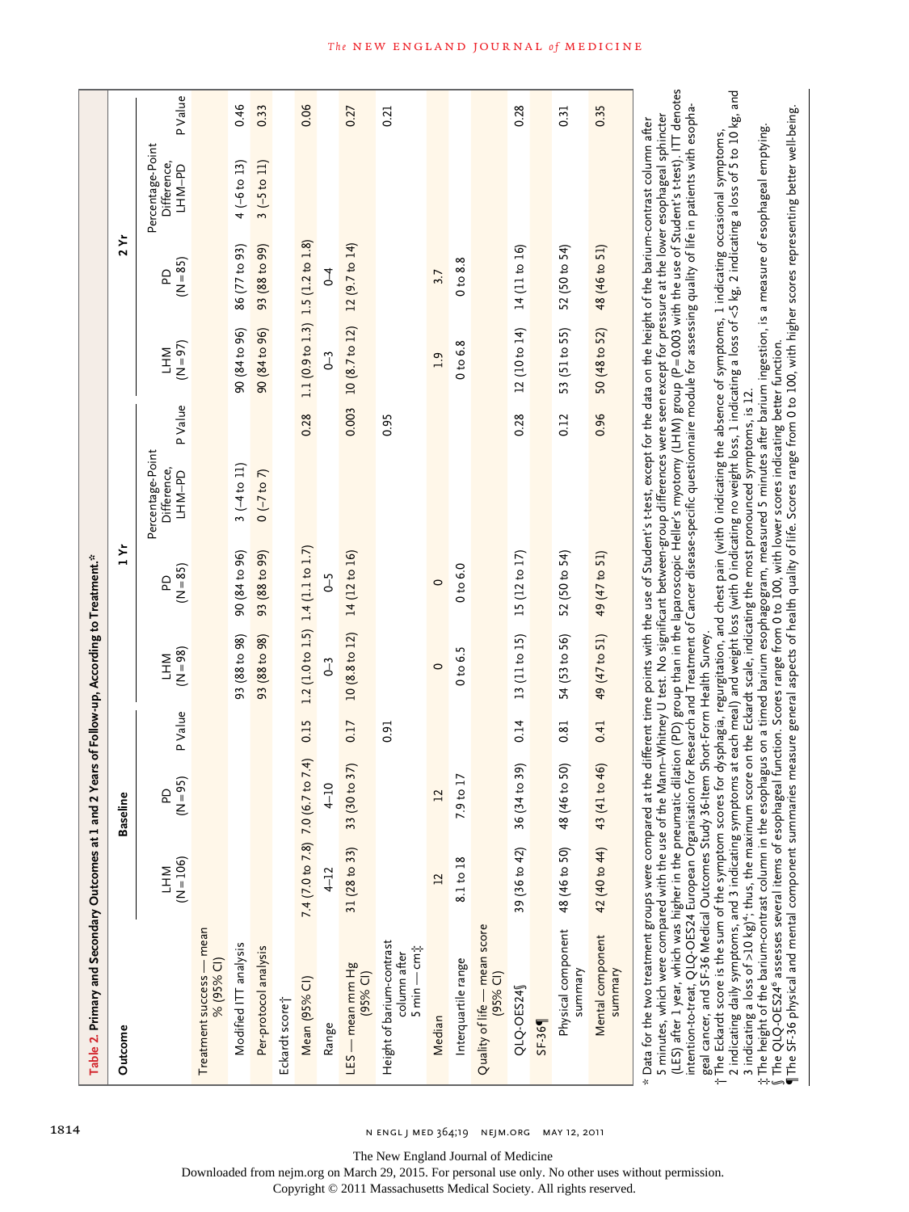**Table 2. Primary and Secondary Outcomes at 1 and 2 Years of Follow-up, According to Treatment.***

| Outcome | Baseline | | | 1 Yr | | | | 2 Yr | | | |
|---|---|---|---|---|---|---|---|---|---|---|---|
| | LHM (N=106) | PD (N=95) | P Value | LHM (N=98) | PD (N=85) | Percentage-Point Difference, LHM–PD | P Value | LHM (N=97) | PD (N=85) | Percentage-Point Difference, LHM–PD | P Value |
| Treatment success — mean % (95% CI) | | | | | | | | | | | |
| Modified ITT analysis | | | | 93 (88 to 98) | 90 (84 to 96) | 3 (−4 to 11) | | 90 (84 to 96) | 86 (77 to 93) | 4 (−6 to 13) | 0.46 |
| Per-protocol analysis | | | | 93 (88 to 98) | 93 (88 to 99) | 0 (−7 to 7) | | 90 (84 to 96) | 93 (88 to 99) | 3 (−5 to 11) | 0.33 |
| Eckardt score† | | | | | | | | | | | |
| Mean (95% CI) | 7.4 (7.0 to 7.8) | 7.0 (6.7 to 7.4) | 0.15 | 1.2 (1.0 to 1.5) | 1.4 (1.1 to 1.7) | | 0.28 | 1.1 (0.9 to 1.3) | 1.5 (1.2 to 1.8) | | 0.06 |
| Range | 4–12 | 4–10 | | 0–3 | 0–5 | | | 0–3 | 0–4 | | |
| LES — mean mm Hg (95% CI) | 31 (28 to 33) | 33 (30 to 37) | 0.17 | 10 (8.8 to 12) | 14 (12 to 16) | | 0.003 | 10 (8.7 to 12) | 12 (9.7 to 14) | | 0.27 |
| Height of barium-contrast column after 5 min — cm‡ | | | 0.91 | | | | 0.95 | | | | 0.21 |
| Median | 12 | 12 | | 0 | 0 | | | 1.9 | 3.7 | | |
| Interquartile range | 8.1 to 18 | 7.9 to 17 | | 0 to 6.5 | 0 to 6.0 | | | 0 to 6.8 | 0 to 8.8 | | |
| Quality of life — mean score (95% CI) | | | | | | | | | | | |
| QLQ-OES24§ | 39 (36 to 42) | 36 (34 to 39) | 0.14 | 13 (11 to 15) | 15 (12 to 17) | | 0.28 | 12 (10 to 14) | 14 (11 to 16) | | 0.28 |
| SF-36¶ | | | | | | | | | | | |
| Physical component summary | 48 (46 to 50) | 48 (46 to 50) | 0.81 | 54 (53 to 56) | 52 (50 to 54) | | 0.12 | 53 (51 to 55) | 52 (50 to 54) | | 0.31 |
| Mental component summary | 42 (40 to 44) | 43 (41 to 46) | 0.41 | 49 (47 to 51) | 49 (47 to 51) | | 0.96 | 50 (48 to 52) | 48 (46 to 51) | | 0.35 |

\* Data for the two treatment groups were compared at the different time points with the use of Student's t-test, except for the data on the height of the barium-contrast column after 5 minutes, which were compared with the use of the Mann–Whitney U test. No significant between-group differences were seen except for pressure at the lower esophageal sphincter (LES) after 1 year, which was higher in the pneumatic dilation (PD) group than in the laparoscopic Heller's myotomy (LHM) group (P=0.003 with the use of Student's t-test). ITT denotes intention-to-treat, QLQ-OES24 European Organisation for Research and Treatment of Cancer disease-specific questionnaire module for assessing quality of life in patients with esophageal cancer, and SF-36 Medical Outcomes Study 36-Item Short-Form Health Survey.

† The Eckardt score is the sum of the symptom scores for dysphagia, regurgitation, and chest pain (with 0 indicating the absence of symptoms, 1 indicating occasional symptoms, 2 indicating daily symptoms, and 3 indicating symptoms at each meal) and weight loss (with 0 indicating no weight loss, 1 indicating a loss of <5 kg, 2 indicating a loss of 5 to 10 kg, and 3 indicating a loss of >10 kg)[4]; thus, the maximum score on the Eckardt scale, indicating the most pronounced symptoms, is 12.

‡ The height of the barium-contrast column in the esophagus on a timed barium esophagogram, measured 5 minutes after barium ingestion, is a measure of esophageal emptying.

§ The QLQ-OES24[6] assesses several items of esophageal function. Scores range from 0 to 100, with lower scores indicating better function.

¶ The SF-36 physical and mental component summaries measure general aspects of health quality of life. Scores range from 0 to 100, with higher scores representing better well-being.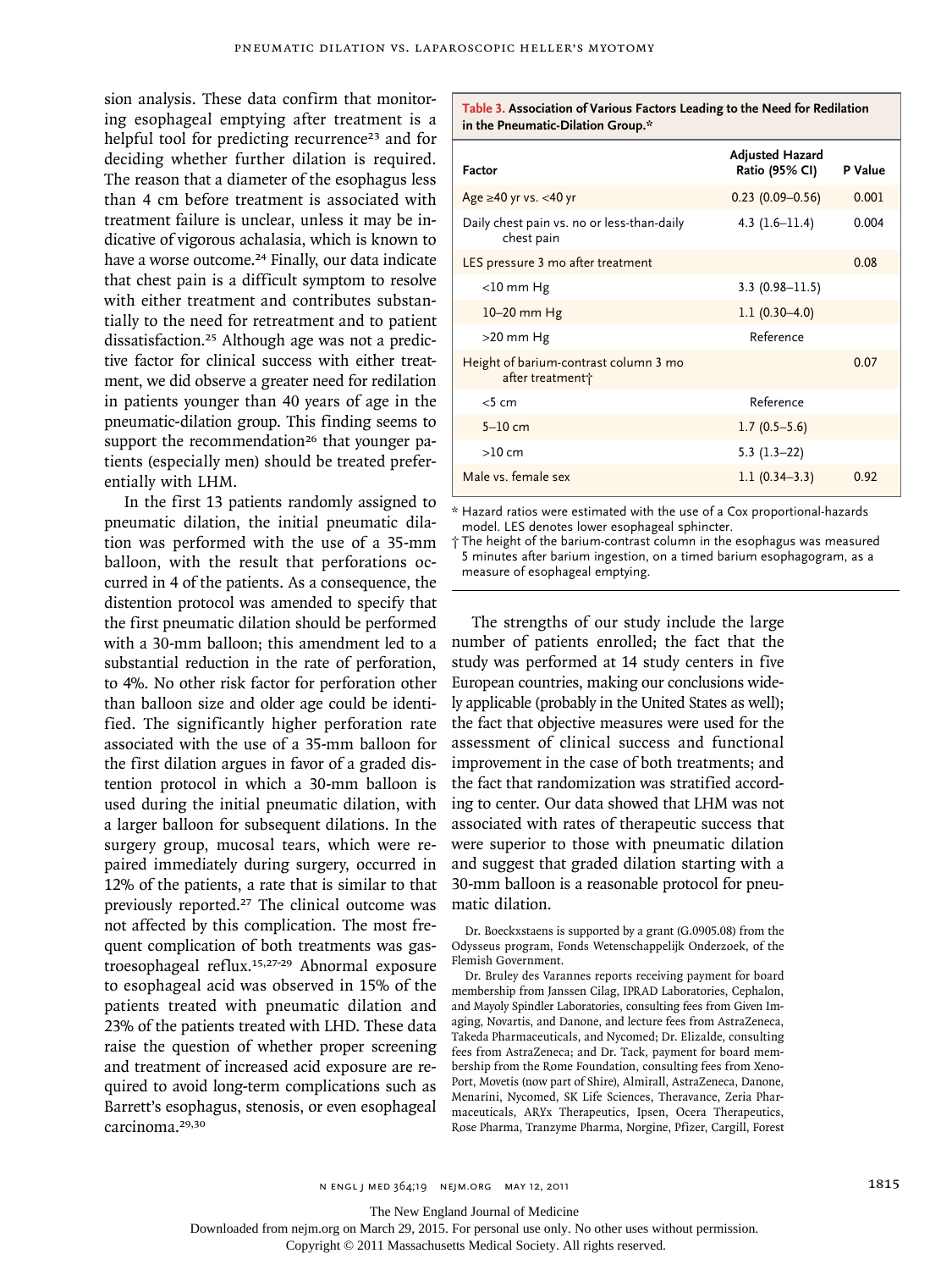sion analysis. These data confirm that monitoring esophageal emptying after treatment is a helpful tool for predicting recurrence[23] and for deciding whether further dilation is required. The reason that a diameter of the esophagus less than 4 cm before treatment is associated with treatment failure is unclear, unless it may be indicative of vigorous achalasia, which is known to have a worse outcome.[24] Finally, our data indicate that chest pain is a difficult symptom to resolve with either treatment and contributes substantially to the need for retreatment and to patient dissatisfaction.[25] Although age was not a predictive factor for clinical success with either treatment, we did observe a greater need for redilation in patients younger than 40 years of age in the pneumatic-dilation group. This finding seems to support the recommendation[26] that younger patients (especially men) should be treated preferentially with LHM.

In the first 13 patients randomly assigned to pneumatic dilation, the initial pneumatic dilation was performed with the use of a 35-mm balloon, with the result that perforations occurred in 4 of the patients. As a consequence, the distention protocol was amended to specify that the first pneumatic dilation should be performed with a 30-mm balloon; this amendment led to a substantial reduction in the rate of perforation, to 4%. No other risk factor for perforation other than balloon size and older age could be identified. The significantly higher perforation rate associated with the use of a 35-mm balloon for the first dilation argues in favor of a graded distention protocol in which a 30-mm balloon is used during the initial pneumatic dilation, with a larger balloon for subsequent dilations. In the surgery group, mucosal tears, which were repaired immediately during surgery, occurred in 12% of the patients, a rate that is similar to that previously reported.[27] The clinical outcome was not affected by this complication. The most frequent complication of both treatments was gastroesophageal reflux.[15,27-29] Abnormal exposure to esophageal acid was observed in 15% of the patients treated with pneumatic dilation and 23% of the patients treated with LHD. These data raise the question of whether proper screening and treatment of increased acid exposure are required to avoid long-term complications such as Barrett's esophagus, stenosis, or even esophageal carcinoma.[29,30]

**Table 3. Association of Various Factors Leading to the Need for Redilation in the Pneumatic-Dilation Group.***

| Factor | Adjusted Hazard Ratio (95% CI) | P Value |
|---|---|---|
| Age ≥40 yr vs. <40 yr | 0.23 (0.09–0.56) | 0.001 |
| Daily chest pain vs. no or less-than-daily chest pain | 4.3 (1.6–11.4) | 0.004 |
| LES pressure 3 mo after treatment | | 0.08 |
| <10 mm Hg | 3.3 (0.98–11.5) | |
| 10–20 mm Hg | 1.1 (0.30–4.0) | |
| >20 mm Hg | Reference | |
| Height of barium-contrast column 3 mo after treatment† | | 0.07 |
| <5 cm | Reference | |
| 5–10 cm | 1.7 (0.5–5.6) | |
| >10 cm | 5.3 (1.3–22) | |
| Male vs. female sex | 1.1 (0.34–3.3) | 0.92 |

\* Hazard ratios were estimated with the use of a Cox proportional-hazards model. LES denotes lower esophageal sphincter.

† The height of the barium-contrast column in the esophagus was measured 5 minutes after barium ingestion, on a timed barium esophagogram, as a measure of esophageal emptying.

The strengths of our study include the large number of patients enrolled; the fact that the study was performed at 14 study centers in five European countries, making our conclusions widely applicable (probably in the United States as well); the fact that objective measures were used for the assessment of clinical success and functional improvement in the case of both treatments; and the fact that randomization was stratified according to center. Our data showed that LHM was not associated with rates of therapeutic success that were superior to those with pneumatic dilation and suggest that graded dilation starting with a 30-mm balloon is a reasonable protocol for pneumatic dilation.

Dr. Boeckxstaens is supported by a grant (G.0905.08) from the Odysseus program, Fonds Wetenschappelijk Onderzoek, of the Flemish Government.

Dr. Bruley des Varannes reports receiving payment for board membership from Janssen Cilag, IPRAD Laboratories, Cephalon, and Mayoly Spindler Laboratories, consulting fees from Given Imaging, Novartis, and Danone, and lecture fees from AstraZeneca, Takeda Pharmaceuticals, and Nycomed; Dr. Elizalde, consulting fees from AstraZeneca; and Dr. Tack, payment for board membership from the Rome Foundation, consulting fees from XenoPort, Movetis (now part of Shire), Almirall, AstraZeneca, Danone, Menarini, Nycomed, SK Life Sciences, Theravance, Zeria Pharmaceuticals, ARYx Therapeutics, Ipsen, Ocera Therapeutics, Rose Pharma, Tranzyme Pharma, Norgine, Pfizer, Cargill, Forest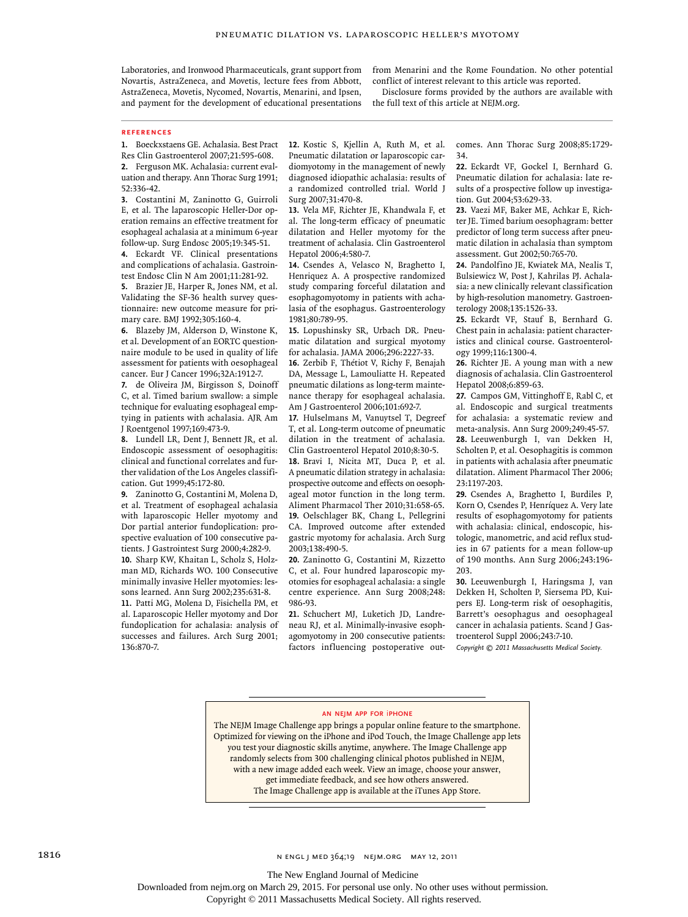Laboratories, and Ironwood Pharmaceuticals, grant support from Novartis, AstraZeneca, and Movetis, lecture fees from Abbott, AstraZeneca, Movetis, Nycomed, Novartis, Menarini, and Ipsen, and payment for the development of educational presentations from Menarini and the Rome Foundation. No other potential conflict of interest relevant to this article was reported.

Disclosure forms provided by the authors are available with the full text of this article at NEJM.org.

## References

1. Boeckxstaens GE. Achalasia. Best Pract Res Clin Gastroenterol 2007;21:595-608.
2. Ferguson MK. Achalasia: current evaluation and therapy. Ann Thorac Surg 1991;52:336-42.
3. Costantini M, Zaninotto G, Guirroli E, et al. The laparoscopic Heller-Dor operation remains an effective treatment for esophageal achalasia at a minimum 6-year follow-up. Surg Endosc 2005;19:345-51.
4. Eckardt VF. Clinical presentations and complications of achalasia. Gastrointest Endosc Clin N Am 2001;11:281-92.
5. Brazier JE, Harper R, Jones NM, et al. Validating the SF-36 health survey questionnaire: new outcome measure for primary care. BMJ 1992;305:160-4.
6. Blazeby JM, Alderson D, Winstone K, et al. Development of an EORTC questionnaire module to be used in quality of life assessment for patients with oesophageal cancer. Eur J Cancer 1996;32A:1912-7.
7. de Oliveira JM, Birgisson S, Doinoff C, et al. Timed barium swallow: a simple technique for evaluating esophageal emptying in patients with achalasia. AJR Am J Roentgenol 1997;169:473-9.
8. Lundell LR, Dent J, Bennett JR, et al. Endoscopic assessment of oesophagitis: clinical and functional correlates and further validation of the Los Angeles classification. Gut 1999;45:172-80.
9. Zaninotto G, Costantini M, Molena D, et al. Treatment of esophageal achalasia with laparoscopic Heller myotomy and Dor partial anterior fundoplication: prospective evaluation of 100 consecutive patients. J Gastrointest Surg 2000;4:282-9.
10. Sharp KW, Khaitan L, Scholz S, Holzman MD, Richards WO. 100 Consecutive minimally invasive Heller myotomies: lessons learned. Ann Surg 2002;235:631-8.
11. Patti MG, Molena D, Fisichella PM, et al. Laparoscopic Heller myotomy and Dor fundoplication for achalasia: analysis of successes and failures. Arch Surg 2001;136:870-7.
12. Kostic S, Kjellin A, Ruth M, et al. Pneumatic dilatation or laparoscopic cardiomyotomy in the management of newly diagnosed idiopathic achalasia: results of a randomized controlled trial. World J Surg 2007;31:470-8.
13. Vela MF, Richter JE, Khandwala F, et al. The long-term efficacy of pneumatic dilatation and Heller myotomy for the treatment of achalasia. Clin Gastroenterol Hepatol 2006;4:580-7.
14. Csendes A, Velasco N, Braghetto I, Henriquez A. A prospective randomized study comparing forceful dilatation and esophagomyotomy in patients with achalasia of the esophagus. Gastroenterology 1981;80:789-95.
15. Lopushinsky SR, Urbach DR. Pneumatic dilatation and surgical myotomy for achalasia. JAMA 2006;296:2227-33.
16. Zerbib F, Thétiot V, Richy F, Benajah DA, Message L, Lamouliatte H. Repeated pneumatic dilations as long-term maintenance therapy for esophageal achalasia. Am J Gastroenterol 2006;101:692-7.
17. Hulselmans M, Vanuytsel T, Degreef T, et al. Long-term outcome of pneumatic dilation in the treatment of achalasia. Clin Gastroenterol Hepatol 2010;8:30-5.
18. Bravi I, Nicita MT, Duca P, et al. A pneumatic dilation strategy in achalasia: prospective outcome and effects on oesophageal motor function in the long term. Aliment Pharmacol Ther 2010;31:658-65.
19. Oelschlager BK, Chang L, Pellegrini CA. Improved outcome after extended gastric myotomy for achalasia. Arch Surg 2003;138:490-5.
20. Zaninotto G, Costantini M, Rizzetto C, et al. Four hundred laparoscopic myotomies for esophageal achalasia: a single centre experience. Ann Surg 2008;248:986-93.
21. Schuchert MJ, Luketich JD, Landreneau RJ, et al. Minimally-invasive esophagomyotomy in 200 consecutive patients: factors influencing postoperative outcomes. Ann Thorac Surg 2008;85:1729-34.
22. Eckardt VF, Gockel I, Bernhard G. Pneumatic dilation for achalasia: late results of a prospective follow up investigation. Gut 2004;53:629-33.
23. Vaezi MF, Baker ME, Achkar E, Richter JE. Timed barium oesophagram: better predictor of long term success after pneumatic dilation in achalasia than symptom assessment. Gut 2002;50:765-70.
24. Pandolfino JE, Kwiatek MA, Nealis T, Bulsiewicz W, Post J, Kahrilas PJ. Achalasia: a new clinically relevant classification by high-resolution manometry. Gastroenterology 2008;135:1526-33.
25. Eckardt VF, Stauf B, Bernhard G. Chest pain in achalasia: patient characteristics and clinical course. Gastroenterology 1999;116:1300-4.
26. Richter JE. A young man with a new diagnosis of achalasia. Clin Gastroenterol Hepatol 2008;6:859-63.
27. Campos GM, Vittinghoff E, Rabl C, et al. Endoscopic and surgical treatments for achalasia: a systematic review and meta-analysis. Ann Surg 2009;249:45-57.
28. Leeuwenburgh I, van Dekken H, Scholten P, et al. Oesophagitis is common in patients with achalasia after pneumatic dilatation. Aliment Pharmacol Ther 2006;23:1197-203.
29. Csendes A, Braghetto I, Burdiles P, Korn O, Csendes P, Henríquez A. Very late results of esophagomyotomy for patients with achalasia: clinical, endoscopic, histologic, manometric, and acid reflux studies in 67 patients for a mean follow-up of 190 months. Ann Surg 2006;243:196-203.
30. Leeuwenburgh I, Haringsma J, van Dekken H, Scholten P, Siersema PD, Kuipers EJ. Long-term risk of oesophagitis, Barrett's oesophagus and oesophageal cancer in achalasia patients. Scand J Gastroenterol Suppl 2006;243:7-10.

*Copyright © 2011 Massachusetts Medical Society.*

**AN NEJM APP FOR iPHONE**

The NEJM Image Challenge app brings a popular online feature to the smartphone. Optimized for viewing on the iPhone and iPod Touch, the Image Challenge app lets you test your diagnostic skills anytime, anywhere. The Image Challenge app randomly selects from 300 challenging clinical photos published in NEJM, with a new image added each week. View an image, choose your answer, get immediate feedback, and see how others answered. The Image Challenge app is available at the iTunes App Store.